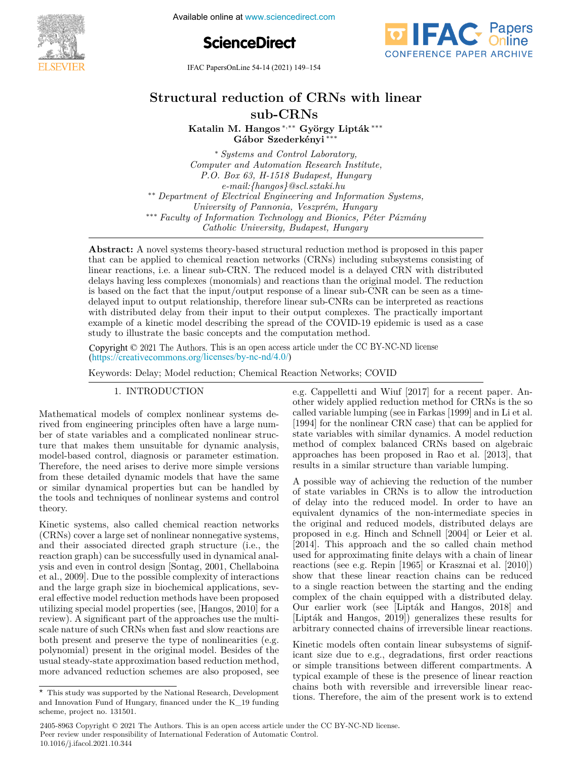# Structural reduction of CRNs with linear sub-CRNs

**Katalin M. Hangos** [*,***] **György Lipták** [***] **Gábor Szederkényi** [***]

[*] *Systems and Control Laboratory, Computer and Automation Research Institute, P.O. Box 63, H-1518 Budapest, Hungary e-mail:{hangos}@scl.sztaki.hu*

[**] *Department of Electrical Engineering and Information Systems, University of Pannonia, Veszprém, Hungary*

[***] *Faculty of Information Technology and Bionics, Péter Pázmány Catholic University, Budapest, Hungary*

**Abstract:** A novel systems theory-based structural reduction method is proposed in this paper that can be applied to chemical reaction networks (CRNs) including subsystems consisting of linear reactions, i.e. a linear sub-CRN. The reduced model is a delayed CRN with distributed delays having less complexes (monomials) and reactions than the original model. The reduction is based on the fact that the input/output response of a linear sub-CNR can be seen as a time-delayed input to output relationship, therefore linear sub-CNRs can be interpreted as reactions with distributed delay from their input to their output complexes. The practically important example of a kinetic model describing the spread of the COVID-19 epidemic is used as a case study to illustrate the basic concepts and the computation method.

Copyright © 2021 The Authors. This is an open access article under the CC BY-NC-ND license (https://creativecommons.org/licenses/by-nc-nd/4.0/)

Keywords: Delay; Model reduction; Chemical Reaction Networks; COVID

## 1. INTRODUCTION

Mathematical models of complex nonlinear systems derived from engineering principles often have a large number of state variables and a complicated nonlinear structure that makes them unsuitable for dynamic analysis, model-based control, diagnosis or parameter estimation. Therefore, the need arises to derive more simple versions from these detailed dynamic models that have the same or similar dynamical properties but can be handled by the tools and techniques of nonlinear systems and control theory.

Kinetic systems, also called chemical reaction networks (CRNs) cover a large set of nonlinear nonnegative systems, and their associated directed graph structure (i.e., the reaction graph) can be successfully used in dynamical analysis and even in control design [Sontag, 2001, Chellaboina et al., 2009]. Due to the possible complexity of interactions and the large graph size in biochemical applications, several effective model reduction methods have been proposed utilizing special model properties (see, [Hangos, 2010] for a review). A significant part of the approaches use the multiscale nature of such CRNs when fast and slow reactions are both present and preserve the type of nonlinearities (e.g. polynomial) present in the original model. Besides of the usual steady-state approximation based reduction method, more advanced reduction schemes are also proposed, see e.g. Cappelletti and Wiuf [2017] for a recent paper. Another widely applied reduction method for CRNs is the so called variable lumping (see in Farkas [1999] and in Li et al. [1994] for the nonlinear CRN case) that can be applied for state variables with similar dynamics. A model reduction method of complex balanced CRNs based on algebraic approaches has been proposed in Rao et al. [2013], that results in a similar structure than variable lumping.

A possible way of achieving the reduction of the number of state variables in CRNs is to allow the introduction of delay into the reduced model. In order to have an equivalent dynamics of the non-intermediate species in the original and reduced models, distributed delays are proposed in e.g. Hinch and Schnell [2004] or Leier et al. [2014]. This approach and the so called chain method used for approximating finite delays with a chain of linear reactions (see e.g. Repin [1965] or Krasznai et al. [2010]) show that these linear reaction chains can be reduced to a single reaction between the starting and the ending complex of the chain equipped with a distributed delay. Our earlier work (see [Lipták and Hangos, 2018] and [Lipták and Hangos, 2019]) generalizes these results for arbitrary connected chains of irreversible linear reactions.

Kinetic models often contain linear subsystems of significant size due to e.g., degradations, first order reactions or simple transitions between different compartments. A typical example of these is the presence of linear reaction chains both with reversible and irreversible linear reactions. Therefore, the aim of the present work is to extend

[⋆] This study was supported by the National Research, Development and Innovation Fund of Hungary, financed under the K_19 funding scheme, project no. 131501.

2405-8963 Copyright © 2021 The Authors. This is an open access article under the CC BY-NC-ND license.
Peer review under responsibility of International Federation of Automatic Control.
10.1016/j.ifacol.2021.10.344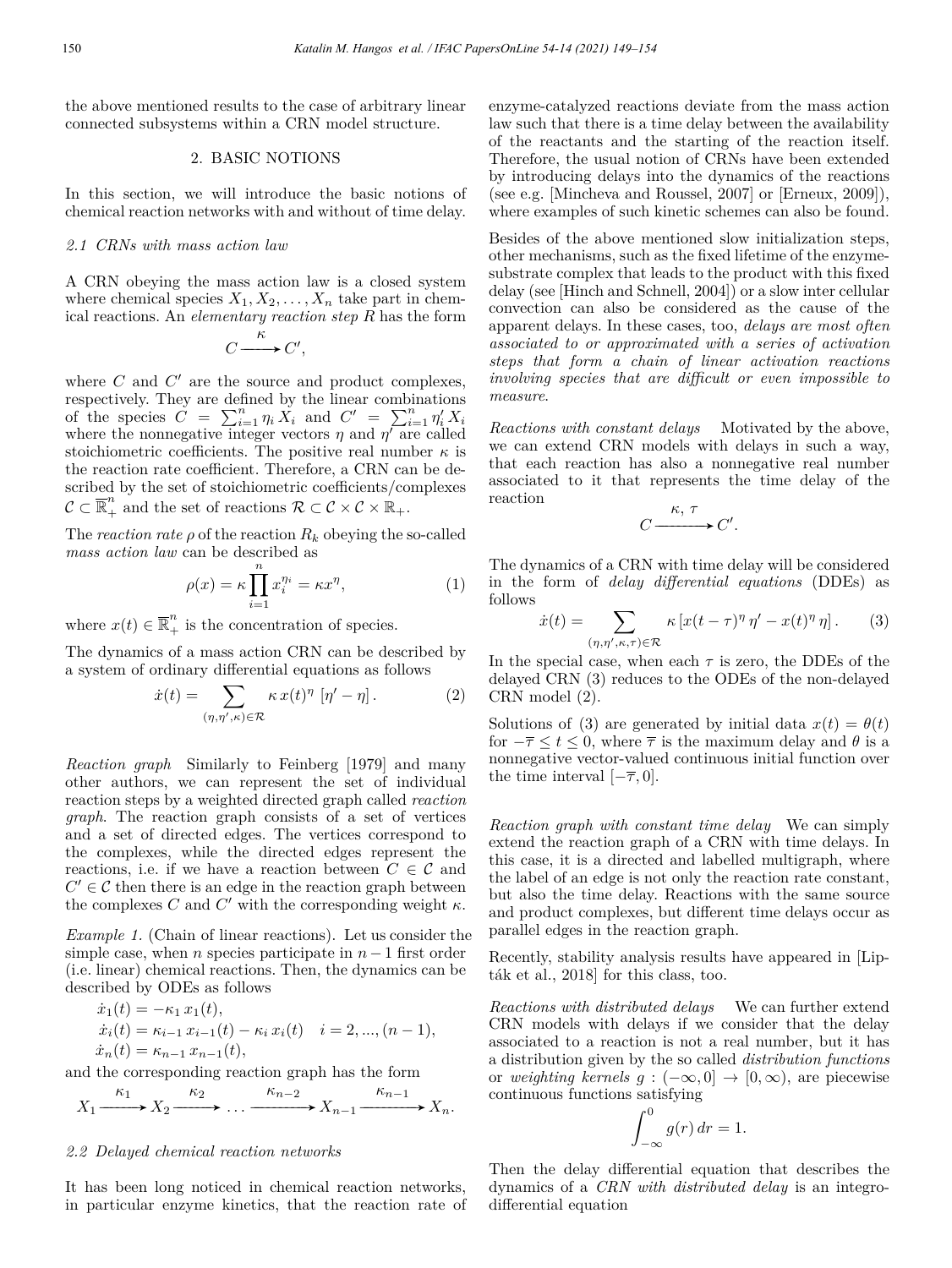the above mentioned results to the case of arbitrary linear connected subsystems within a CRN model structure.

## 2. BASIC NOTIONS

In this section, we will introduce the basic notions of chemical reaction networks with and without of time delay.

### 2.1 CRNs with mass action law

A CRN obeying the mass action law is a closed system where chemical species $X_1, X_2, \ldots, X_n$ take part in chemical reactions. An *elementary reaction step* $R$ has the form

$$C \xrightarrow{\kappa} C',$$

where $C$ and $C'$ are the source and product complexes, respectively. They are defined by the linear combinations of the species $C = \sum_{i=1}^{n} \eta_i X_i$ and $C' = \sum_{i=1}^{n} \eta_i' X_i$ where the nonnegative integer vectors $\eta$ and $\eta'$ are called stoichiometric coefficients. The positive real number $\kappa$ is the reaction rate coefficient. Therefore, a CRN can be described by the set of stoichiometric coefficients/complexes $\mathcal{C} \subset \overline{\mathbb{R}}_+^n$ and the set of reactions $\mathcal{R} \subset \mathcal{C} \times \mathcal{C} \times \mathbb{R}_+$.

The *reaction rate* $\rho$ of the reaction $R_k$ obeying the so-called *mass action law* can be described as

$$\rho(x) = \kappa \prod_{i=1}^{n} x_i^{\eta_i} = \kappa x^{\eta}, \tag{1}$$

where $x(t) \in \overline{\mathbb{R}}_+^n$ is the concentration of species.

The dynamics of a mass action CRN can be described by a system of ordinary differential equations as follows

$$\dot{x}(t) = \sum_{(\eta,\eta',\kappa)\in\mathcal{R}} \kappa\, x(t)^{\eta}\, [\eta' - \eta]\,. \tag{2}$$

*Reaction graph* Similarly to Feinberg [1979] and many other authors, we can represent the set of individual reaction steps by a weighted directed graph called *reaction graph*. The reaction graph consists of a set of vertices and a set of directed edges. The vertices correspond to the complexes, while the directed edges represent the reactions, i.e. if we have a reaction between $C \in \mathcal{C}$ and $C' \in \mathcal{C}$ then there is an edge in the reaction graph between the complexes $C$ and $C'$ with the corresponding weight $\kappa$.

*Example 1.* (Chain of linear reactions). Let us consider the simple case, when $n$ species participate in $n-1$ first order (i.e. linear) chemical reactions. Then, the dynamics can be described by ODEs as follows

$$\dot{x}_1(t) = -\kappa_1\, x_1(t),$$
$$\dot{x}_i(t) = \kappa_{i-1}\, x_{i-1}(t) - \kappa_i\, x_i(t) \quad i = 2, ..., (n-1),$$
$$\dot{x}_n(t) = \kappa_{n-1}\, x_{n-1}(t),$$

and the corresponding reaction graph has the form

$$X_1 \xrightarrow{\kappa_1} X_2 \xrightarrow{\kappa_2} \ldots \xrightarrow{\kappa_{n-2}} X_{n-1} \xrightarrow{\kappa_{n-1}} X_n.$$

### 2.2 Delayed chemical reaction networks

It has been long noticed in chemical reaction networks, in particular enzyme kinetics, that the reaction rate of enzyme-catalyzed reactions deviate from the mass action law such that there is a time delay between the availability of the reactants and the starting of the reaction itself. Therefore, the usual notion of CRNs have been extended by introducing delays into the dynamics of the reactions (see e.g. [Mincheva and Roussel, 2007] or [Erneux, 2009]), where examples of such kinetic schemes can also be found.

Besides of the above mentioned slow initialization steps, other mechanisms, such as the fixed lifetime of the enzyme-substrate complex that leads to the product with this fixed delay (see [Hinch and Schnell, 2004]) or a slow inter cellular convection can also be considered as the cause of the apparent delays. In these cases, too, *delays are most often associated to or approximated with a series of activation steps that form a chain of linear activation reactions involving species that are difficult or even impossible to measure.*

*Reactions with constant delays* Motivated by the above, we can extend CRN models with delays in such a way, that each reaction has also a nonnegative real number associated to it that represents the time delay of the reaction

$$C \xrightarrow{\kappa,\ \tau} C'.$$

The dynamics of a CRN with time delay will be considered in the form of *delay differential equations* (DDEs) as follows

$$\dot{x}(t) = \sum_{(\eta,\eta',\kappa,\tau)\in\mathcal{R}} \kappa \left[x(t-\tau)^{\eta}\, \eta' - x(t)^{\eta}\, \eta\right]. \tag{3}$$

In the special case, when each $\tau$ is zero, the DDEs of the delayed CRN (3) reduces to the ODEs of the non-delayed CRN model (2).

Solutions of (3) are generated by initial data $x(t) = \theta(t)$ for $-\overline{\tau} \le t \le 0$, where $\overline{\tau}$ is the maximum delay and $\theta$ is a nonnegative vector-valued continuous initial function over the time interval $[-\overline{\tau}, 0]$.

*Reaction graph with constant time delay* We can simply extend the reaction graph of a CRN with time delays. In this case, it is a directed and labelled multigraph, where the label of an edge is not only the reaction rate constant, but also the time delay. Reactions with the same source and product complexes, but different time delays occur as parallel edges in the reaction graph.

Recently, stability analysis results have appeared in [Lipták et al., 2018] for this class, too.

*Reactions with distributed delays* We can further extend CRN models with delays if we consider that the delay associated to a reaction is not a real number, but it has a distribution given by the so called *distribution functions* or *weighting kernels* $g : (-\infty, 0] \to [0, \infty)$, are piecewise continuous functions satisfying

$$\int_{-\infty}^{0} g(r)\, dr = 1.$$

Then the delay differential equation that describes the dynamics of a *CRN with distributed delay* is an integro-differential equation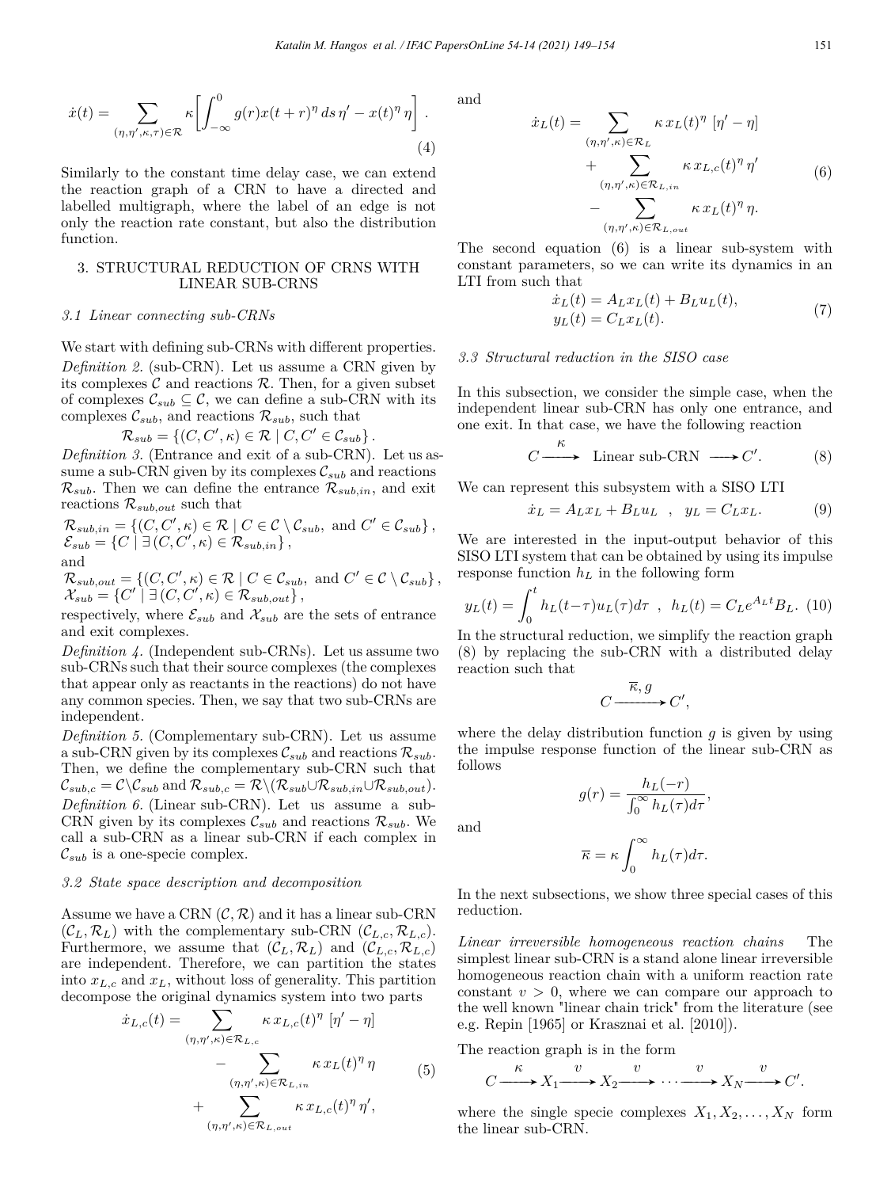$$\dot{x}(t) = \sum_{(\eta,\eta',\kappa,\tau)\in\mathcal{R}} \kappa \left[ \int_{-\infty}^{0} g(r) x(t+r)^{\eta} \, ds \, \eta' - x(t)^{\eta} \, \eta \right] . \tag{4}$$

Similarly to the constant time delay case, we can extend the reaction graph of a CRN to have a directed and labelled multigraph, where the label of an edge is not only the reaction rate constant, but also the distribution function.

## 3. STRUCTURAL REDUCTION OF CRNS WITH LINEAR SUB-CRNS

### 3.1 Linear connecting sub-CRNs

We start with defining sub-CRNs with different properties.

*Definition 2.* (sub-CRN). Let us assume a CRN given by its complexes $\mathcal{C}$ and reactions $\mathcal{R}$. Then, for a given subset of complexes $\mathcal{C}_{sub} \subseteq \mathcal{C}$, we can define a sub-CRN with its complexes $\mathcal{C}_{sub}$, and reactions $\mathcal{R}_{sub}$, such that

$$\mathcal{R}_{sub} = \left\{ (C, C', \kappa) \in \mathcal{R} \mid C, C' \in \mathcal{C}_{sub} \right\} .$$

*Definition 3.* (Entrance and exit of a sub-CRN). Let us assume a sub-CRN given by its complexes $\mathcal{C}_{sub}$ and reactions $\mathcal{R}_{sub}$. Then we can define the entrance $\mathcal{R}_{sub,in}$, and exit reactions $\mathcal{R}_{sub,out}$ such that

$$\mathcal{R}_{sub,in} = \left\{ (C, C', \kappa) \in \mathcal{R} \mid C \in \mathcal{C} \setminus \mathcal{C}_{sub}, \text{ and } C' \in \mathcal{C}_{sub} \right\} ,$$
$$\mathcal{E}_{sub} = \left\{ C \mid \exists (C, C', \kappa) \in \mathcal{R}_{sub,in} \right\} ,$$

and

$$\mathcal{R}_{sub,out} = \left\{ (C, C', \kappa) \in \mathcal{R} \mid C \in \mathcal{C}_{sub}, \text{ and } C' \in \mathcal{C} \setminus \mathcal{C}_{sub} \right\} ,$$
$$\mathcal{X}_{sub} = \left\{ C' \mid \exists (C, C', \kappa) \in \mathcal{R}_{sub,out} \right\} ,$$

respectively, where $\mathcal{E}_{sub}$ and $\mathcal{X}_{sub}$ are the sets of entrance and exit complexes.

*Definition 4.* (Independent sub-CRNs). Let us assume two sub-CRNs such that their source complexes (the complexes that appear only as reactants in the reactions) do not have any common species. Then, we say that two sub-CRNs are independent.

*Definition 5.* (Complementary sub-CRN). Let us assume a sub-CRN given by its complexes $\mathcal{C}_{sub}$ and reactions $\mathcal{R}_{sub}$. Then, we define the complementary sub-CRN such that $\mathcal{C}_{sub,c} = \mathcal{C} \setminus \mathcal{C}_{sub}$ and $\mathcal{R}_{sub,c} = \mathcal{R} \setminus (\mathcal{R}_{sub} \cup \mathcal{R}_{sub,in} \cup \mathcal{R}_{sub,out})$.

*Definition 6.* (Linear sub-CRN). Let us assume a sub-CRN given by its complexes $\mathcal{C}_{sub}$ and reactions $\mathcal{R}_{sub}$. We call a sub-CRN as a linear sub-CRN if each complex in $\mathcal{C}_{sub}$ is a one-specie complex.

### 3.2 State space description and decomposition

Assume we have a CRN $(\mathcal{C}, \mathcal{R})$ and it has a linear sub-CRN $(\mathcal{C}_L, \mathcal{R}_L)$ with the complementary sub-CRN $(\mathcal{C}_{L,c}, \mathcal{R}_{L,c})$. Furthermore, we assume that $(\mathcal{C}_L, \mathcal{R}_L)$ and $(\mathcal{C}_{L,c}, \mathcal{R}_{L,c})$ are independent. Therefore, we can partition the states into $x_{L,c}$ and $x_L$, without loss of generality. This partition decompose the original dynamics system into two parts

$$\begin{aligned}
\dot{x}_{L,c}(t) = &\sum_{(\eta,\eta',\kappa)\in\mathcal{R}_{L,c}} \kappa \, x_{L,c}(t)^{\eta} \; [\eta' - \eta] \\
&- \sum_{(\eta,\eta',\kappa)\in\mathcal{R}_{L,in}} \kappa \, x_L(t)^{\eta} \, \eta \\
&+ \sum_{(\eta,\eta',\kappa)\in\mathcal{R}_{L,out}} \kappa \, x_{L,c}(t)^{\eta} \, \eta',
\end{aligned} \tag{5}$$

and

$$\begin{aligned}
\dot{x}_L(t) = &\sum_{(\eta,\eta',\kappa)\in\mathcal{R}_L} \kappa \, x_L(t)^{\eta} \; [\eta' - \eta] \\
&+ \sum_{(\eta,\eta',\kappa)\in\mathcal{R}_{L,in}} \kappa \, x_{L,c}(t)^{\eta} \, \eta' \\
&- \sum_{(\eta,\eta',\kappa)\in\mathcal{R}_{L,out}} \kappa \, x_L(t)^{\eta} \, \eta.
\end{aligned} \tag{6}$$

The second equation (6) is a linear sub-system with constant parameters, so we can write its dynamics in an LTI from such that

$$\begin{aligned}
\dot{x}_L(t) &= A_L x_L(t) + B_L u_L(t), \\
y_L(t) &= C_L x_L(t).
\end{aligned} \tag{7}$$

### 3.3 Structural reduction in the SISO case

In this subsection, we consider the simple case, when the independent linear sub-CRN has only one entrance, and one exit. In that case, we have the following reaction

$$C \xrightarrow{\;\kappa\;} \text{Linear sub-CRN} \longrightarrow C'. \tag{8}$$

We can represent this subsystem with a SISO LTI

$$\dot{x}_L = A_L x_L + B_L u_L \quad , \quad y_L = C_L x_L. \tag{9}$$

We are interested in the input-output behavior of this SISO LTI system that can be obtained by using its impulse response function $h_L$ in the following form

$$y_L(t) = \int_0^t h_L(t-\tau) u_L(\tau) d\tau \quad , \quad h_L(t) = C_L e^{A_L t} B_L. \tag{10}$$

In the structural reduction, we simplify the reaction graph (8) by replacing the sub-CRN with a distributed delay reaction such that

$$C \xrightarrow{\;\overline{\kappa}, g\;} C',$$

where the delay distribution function $g$ is given by using the impulse response function of the linear sub-CRN as follows

$$g(r) = \frac{h_L(-r)}{\int_0^\infty h_L(\tau) d\tau},$$

and

$$\overline{\kappa} = \kappa \int_0^\infty h_L(\tau) d\tau.$$

In the next subsections, we show three special cases of this reduction.

*Linear irreversible homogeneous reaction chains* The simplest linear sub-CRN is a stand alone linear irreversible homogeneous reaction chain with a uniform reaction rate constant $v > 0$, where we can compare our approach to the well known "linear chain trick" from the literature (see e.g. Repin [1965] or Krasznai et al. [2010]).

The reaction graph is in the form

$$C \xrightarrow{\;\kappa\;} X_1 \xrightarrow{\;v\;} X_2 \xrightarrow{\;v\;} \cdots \xrightarrow{\;v\;} X_N \xrightarrow{\;v\;} C'.$$

where the single specie complexes $X_1, X_2, \ldots, X_N$ form the linear sub-CRN.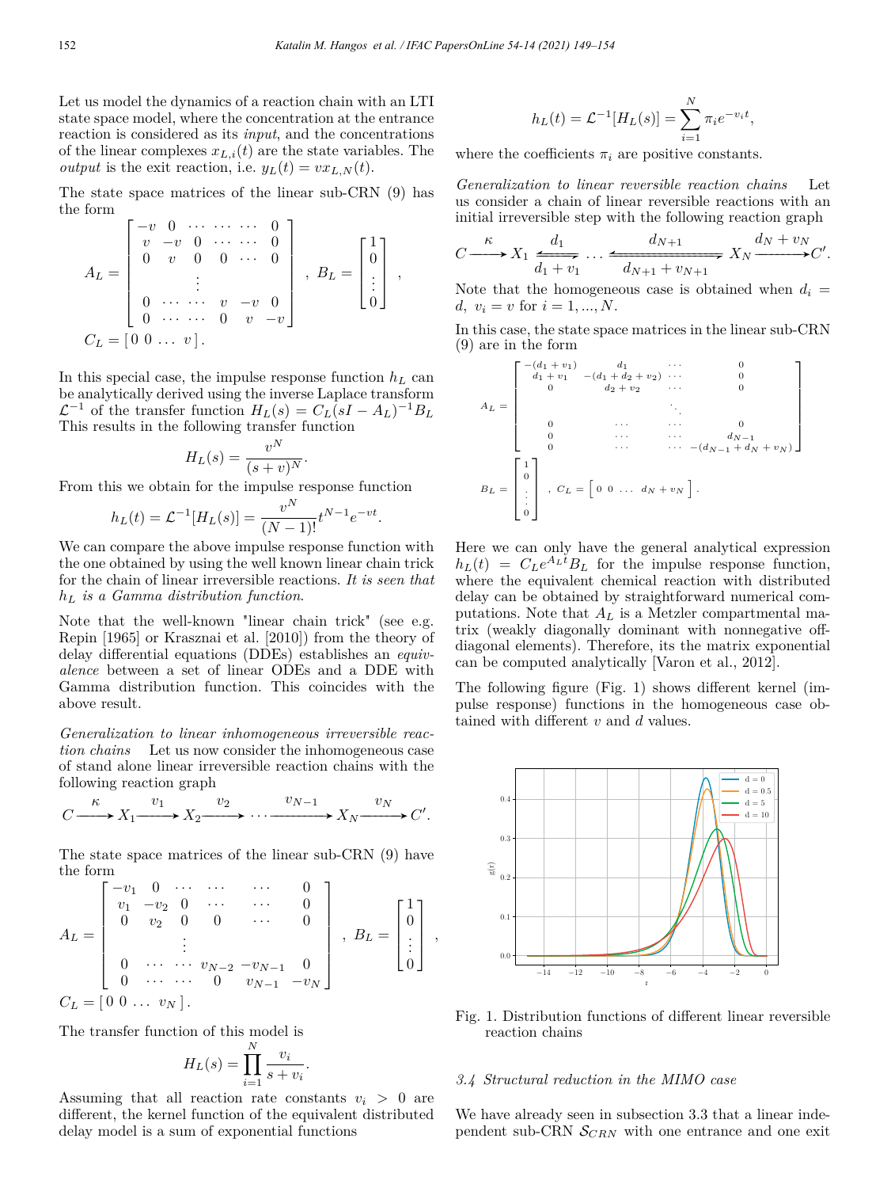Let us model the dynamics of a reaction chain with an LTI state space model, where the concentration at the entrance reaction is considered as its *input*, and the concentrations of the linear complexes $x_{L,i}(t)$ are the state variables. The *output* is the exit reaction, i.e. $y_L(t) = v x_{L,N}(t)$.

The state space matrices of the linear sub-CRN (9) has the form

$$A_L = \begin{bmatrix} -v & 0 & \cdots & \cdots & \cdots & 0 \\ v & -v & 0 & \cdots & \cdots & 0 \\ 0 & v & 0 & 0 & \cdots & 0 \\ & & & \vdots & & \\ 0 & \cdots & \cdots & v & -v & 0 \\ 0 & \cdots & \cdots & 0 & v & -v \end{bmatrix}, \; B_L = \begin{bmatrix} 1 \\ 0 \\ \vdots \\ 0 \end{bmatrix},$$

$$C_L = [\,0 \; 0 \; \ldots \; v\,].$$

In this special case, the impulse response function $h_L$ can be analytically derived using the inverse Laplace transform $\mathcal{L}^{-1}$ of the transfer function $H_L(s) = C_L(sI - A_L)^{-1}B_L$ This results in the following transfer function

$$H_L(s) = \frac{v^N}{(s+v)^N}.$$

From this we obtain for the impulse response function

$$h_L(t) = \mathcal{L}^{-1}[H_L(s)] = \frac{v^N}{(N-1)!}t^{N-1}e^{-vt}.$$

We can compare the above impulse response function with the one obtained by using the well known linear chain trick for the chain of linear irreversible reactions. *It is seen that $h_L$ is a Gamma distribution function*.

Note that the well-known "linear chain trick" (see e.g. Repin [1965] or Krasznai et al. [2010]) from the theory of delay differential equations (DDEs) establishes an *equivalence* between a set of linear ODEs and a DDE with Gamma distribution function. This coincides with the above result.

*Generalization to linear inhomogeneous irreversible reaction chains* Let us now consider the inhomogeneous case of stand alone linear irreversible reaction chains with the following reaction graph

$$C \xrightarrow{\kappa} X_1 \xrightarrow{v_1} X_2 \xrightarrow{v_2} \cdots \xrightarrow{v_{N-1}} X_N \xrightarrow{v_N} C'.$$

The state space matrices of the linear sub-CRN (9) have the form

$$A_L = \begin{bmatrix} -v_1 & 0 & \cdots & \cdots & \cdots & 0 \\ v_1 & -v_2 & 0 & \cdots & \cdots & 0 \\ 0 & v_2 & 0 & 0 & \cdots & 0 \\ & & & \vdots & & \\ 0 & \cdots & \cdots & v_{N-2} & -v_{N-1} & 0 \\ 0 & \cdots & \cdots & 0 & v_{N-1} & -v_N \end{bmatrix}, \; B_L = \begin{bmatrix} 1 \\ 0 \\ \vdots \\ 0 \end{bmatrix},$$

$$C_L = [\,0 \; 0 \; \ldots \; v_N\,].$$

The transfer function of this model is

$$H_L(s) = \prod_{i=1}^{N} \frac{v_i}{s+v_i}.$$

Assuming that all reaction rate constants $v_i > 0$ are different, the kernel function of the equivalent distributed delay model is a sum of exponential functions

$$h_L(t) = \mathcal{L}^{-1}[H_L(s)] = \sum_{i=1}^{N} \pi_i e^{-v_i t},$$

where the coefficients $\pi_i$ are positive constants.

*Generalization to linear reversible reaction chains* Let us consider a chain of linear reversible reactions with an initial irreversible step with the following reaction graph

$$C \xrightarrow{\kappa} X_1 \underset{d_1+v_1}{\overset{d_1}{\rightleftharpoons}} \ldots \underset{d_{N+1}+v_{N+1}}{\overset{d_{N+1}}{\rightleftharpoons}} X_N \xrightarrow{d_N+v_N} C'.$$

Note that the homogeneous case is obtained when $d_i = d$, $v_i = v$ for $i = 1, ..., N$.

In this case, the state space matrices in the linear sub-CRN (9) are in the form

$$A_L = \begin{bmatrix} -(d_1+v_1) & d_1 & \cdots & 0 \\ d_1+v_1 & -(d_1+d_2+v_2) & \cdots & 0 \\ 0 & d_2+v_2 & \cdots & 0 \\ & & \ddots & \\ 0 & \cdots & \cdots & 0 \\ 0 & \cdots & \cdots & d_{N-1} \\ 0 & \cdots & \cdots & -(d_{N-1}+d_N+v_N) \end{bmatrix}$$

$$B_L = \begin{bmatrix} 1 \\ 0 \\ \vdots \\ 0 \end{bmatrix}, \; C_L = \begin{bmatrix} 0 & 0 & \ldots & d_N+v_N \end{bmatrix}.$$

Here we can only have the general analytical expression $h_L(t) = C_L e^{A_L t} B_L$ for the impulse response function, where the equivalent chemical reaction with distributed delay can be obtained by straightforward numerical computations. Note that $A_L$ is a Metzler compartmental matrix (weakly diagonally dominant with nonnegative off-diagonal elements). Therefore, its the matrix exponential can be computed analytically [Varon et al., 2012].

The following figure (Fig. 1) shows different kernel (impulse response) functions in the homogeneous case obtained with different $v$ and $d$ values.

Fig. 1. Distribution functions of different linear reversible reaction chains

### 3.4 Structural reduction in the MIMO case

We have already seen in subsection 3.3 that a linear independent sub-CRN $\mathcal{S}_{CRN}$ with one entrance and one exit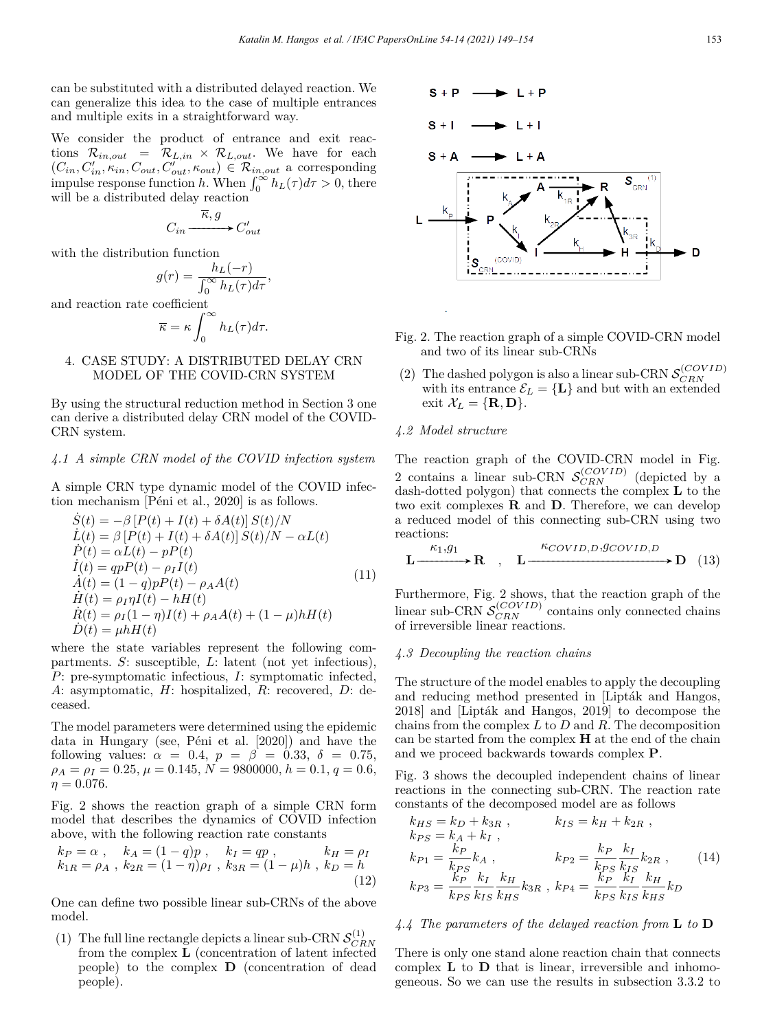can be substituted with a distributed delayed reaction. We can generalize this idea to the case of multiple entrances and multiple exits in a straightforward way.

We consider the product of entrance and exit reactions $\mathcal{R}_{in,out} = \mathcal{R}_{L,in} \times \mathcal{R}_{L,out}$. We have for each $(C_{in}, C'_{in}, \kappa_{in}, C_{out}, C'_{out}, \kappa_{out}) \in \mathcal{R}_{in,out}$ a corresponding impulse response function $h$. When $\int_0^\infty h_L(\tau)d\tau > 0$, there will be a distributed delay reaction

$$C_{in} \xrightarrow{\overline{\kappa}, g} C'_{out}$$

with the distribution function

$$g(r) = \frac{h_L(-r)}{\int_0^\infty h_L(\tau)d\tau},$$

and reaction rate coefficient

$$\overline{\kappa} = \kappa \int_0^\infty h_L(\tau)d\tau.$$

## 4. CASE STUDY: A DISTRIBUTED DELAY CRN MODEL OF THE COVID-CRN SYSTEM

By using the structural reduction method in Section 3 one can derive a distributed delay CRN model of the COVID-CRN system.

### *4.1 A simple CRN model of the COVID infection system*

A simple CRN type dynamic model of the COVID infection mechanism [Péni et al., 2020] is as follows.

$$\begin{aligned}
\dot{S}(t) &= -\beta\left[P(t) + I(t) + \delta A(t)\right] S(t)/N \\
\dot{L}(t) &= \beta\left[P(t) + I(t) + \delta A(t)\right] S(t)/N - \alpha L(t) \\
\dot{P}(t) &= \alpha L(t) - pP(t) \\
\dot{I}(t) &= qpP(t) - \rho_I I(t) \\
\dot{A}(t) &= (1-q)pP(t) - \rho_A A(t) \\
\dot{H}(t) &= \rho_I \eta I(t) - hH(t) \\
\dot{R}(t) &= \rho_I(1-\eta)I(t) + \rho_A A(t) + (1-\mu)hH(t) \\
\dot{D}(t) &= \mu h H(t)
\end{aligned} \tag{11}$$

where the state variables represent the following compartments. $S$: susceptible, $L$: latent (not yet infectious), $P$: pre-symptomatic infectious, $I$: symptomatic infected, $A$: asymptomatic, $H$: hospitalized, $R$: recovered, $D$: deceased.

The model parameters were determined using the epidemic data in Hungary (see, Péni et al. [2020]) and have the following values: $\alpha = 0.4$, $p = \beta = 0.33$, $\delta = 0.75$, $\rho_A = \rho_I = 0.25$, $\mu = 0.145$, $N = 9800000$, $h = 0.1$, $q = 0.6$, $\eta = 0.076$.

Fig. 2 shows the reaction graph of a simple CRN form model that describes the dynamics of COVID infection above, with the following reaction rate constants

$$\begin{array}{llll}
k_P = \alpha \ , & k_A = (1-q)p \ , & k_I = qp \ , & k_H = \rho_I \\
k_{1R} = \rho_A \ , & k_{2R} = (1-\eta)\rho_I \ , & k_{3R} = (1-\mu)h \ , & k_D = h
\end{array} \tag{12}$$

One can define two possible linear sub-CRNs of the above model.

1. The full line rectangle depicts a linear sub-CRN $\mathcal{S}_{CRN}^{(1)}$ from the complex **L** (concentration of latent infected people) to the complex **D** (concentration of dead people).

Fig. 2. The reaction graph of a simple COVID-CRN model and two of its linear sub-CRNs

2. The dashed polygon is also a linear sub-CRN $\mathcal{S}_{CRN}^{(COVID)}$ with its entrance $\mathcal{E}_L = \{\mathbf{L}\}$ and but with an extended exit $\mathcal{X}_L = \{\mathbf{R}, \mathbf{D}\}$.

### *4.2 Model structure*

The reaction graph of the COVID-CRN model in Fig. 2 contains a linear sub-CRN $\mathcal{S}_{CRN}^{(COVID)}$ (depicted by a dash-dotted polygon) that connects the complex **L** to the two exit complexes **R** and **D**. Therefore, we can develop a reduced model of this connecting sub-CRN using two reactions:

$$\mathbf{L} \xrightarrow{\kappa_1, g_1} \mathbf{R} \quad , \quad \mathbf{L} \xrightarrow{\kappa_{COVID,D}, g_{COVID,D}} \mathbf{D} \tag{13}$$

Furthermore, Fig. 2 shows, that the reaction graph of the linear sub-CRN $\mathcal{S}_{CRN}^{(COVID)}$ contains only connected chains of irreversible linear reactions.

### *4.3 Decoupling the reaction chains*

The structure of the model enables to apply the decoupling and reducing method presented in [Lipták and Hangos, 2018] and [Lipták and Hangos, 2019] to decompose the chains from the complex $L$ to $D$ and $R$. The decomposition can be started from the complex **H** at the end of the chain and we proceed backwards towards complex **P**.

Fig. 3 shows the decoupled independent chains of linear reactions in the connecting sub-CRN. The reaction rate constants of the decomposed model are as follows

$$\begin{array}{ll}
k_{HS} = k_D + k_{3R} \ , & k_{IS} = k_H + k_{2R} \ , \\
k_{PS} = k_A + k_I \ , & \\
k_{P1} = \dfrac{k_P}{k_{PS}} k_A \ , & k_{P2} = \dfrac{k_P}{k_{PS}} \dfrac{k_I}{k_{IS}} k_{2R} \ , \\
k_{P3} = \dfrac{k_P}{k_{PS}} \dfrac{k_I}{k_{IS}} \dfrac{k_H}{k_{HS}} k_{3R} \ , & k_{P4} = \dfrac{k_P}{k_{PS}} \dfrac{k_I}{k_{IS}} \dfrac{k_H}{k_{HS}} k_D
\end{array} \tag{14}$$

### *4.4 The parameters of the delayed reaction from L to D*

There is only one stand alone reaction chain that connects complex **L** to **D** that is linear, irreversible and inhomogeneous. So we can use the results in subsection 3.3.2 to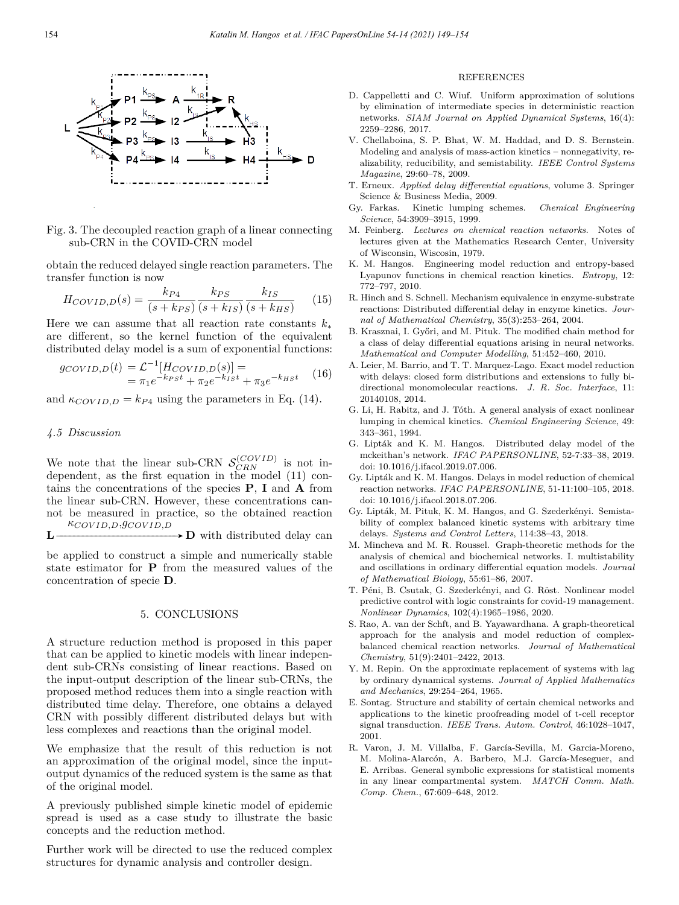Fig. 3. The decoupled reaction graph of a linear connecting sub-CRN in the COVID-CRN model

obtain the reduced delayed single reaction parameters. The transfer function is now

$$H_{COVID,D}(s) = \frac{k_{P4}}{(s+k_{PS})}\frac{k_{PS}}{(s+k_{IS})}\frac{k_{IS}}{(s+k_{HS})} \quad (15)$$

Here we can assume that all reaction rate constants $k_*$ are different, so the kernel function of the equivalent distributed delay model is a sum of exponential functions:

$$\begin{aligned} g_{COVID,D}(t) &= \mathcal{L}^{-1}[H_{COVID,D}(s)] = \\ &= \pi_1 e^{-k_{PS}t} + \pi_2 e^{-k_{IS}t} + \pi_3 e^{-k_{HS}t} \end{aligned} \quad (16)$$

and $\kappa_{COVID,D} = k_{P4}$ using the parameters in Eq. (14).

### 4.5 Discussion

We note that the linear sub-CRN $\mathcal{S}_{CRN}^{(COVID)}$ is not independent, as the first equation in the model (11) contains the concentrations of the species **P**, **I** and **A** from the linear sub-CRN. However, these concentrations cannot be measured in practice, so the obtained reaction $\mathbf{L} \xrightarrow{\kappa_{COVID,D}, g_{COVID,D}} \mathbf{D}$ with distributed delay can be applied to construct a simple and numerically stable state estimator for **P** from the measured values of the concentration of specie **D**.

## 5. CONCLUSIONS

A structure reduction method is proposed in this paper that can be applied to kinetic models with linear independent sub-CRNs consisting of linear reactions. Based on the input-output description of the linear sub-CRNs, the proposed method reduces them into a single reaction with distributed time delay. Therefore, one obtains a delayed CRN with possibly different distributed delays but with less complexes and reactions than the original model.

We emphasize that the result of this reduction is not an approximation of the original model, since the input-output dynamics of the reduced system is the same as that of the original model.

A previously published simple kinetic model of epidemic spread is used as a case study to illustrate the basic concepts and the reduction method.

Further work will be directed to use the reduced complex structures for dynamic analysis and controller design.

## REFERENCES

D. Cappelletti and C. Wiuf. Uniform approximation of solutions by elimination of intermediate species in deterministic reaction networks. *SIAM Journal on Applied Dynamical Systems*, 16(4): 2259–2286, 2017.

V. Chellaboina, S. P. Bhat, W. M. Haddad, and D. S. Bernstein. Modeling and analysis of mass-action kinetics – nonnegativity, realizability, reducibility, and semistability. *IEEE Control Systems Magazine*, 29:60–78, 2009.

T. Erneux. *Applied delay differential equations*, volume 3. Springer Science & Business Media, 2009.

Gy. Farkas. Kinetic lumping schemes. *Chemical Engineering Science*, 54:3909–3915, 1999.

M. Feinberg. *Lectures on chemical reaction networks*. Notes of lectures given at the Mathematics Research Center, University of Wisconsin, Wiscosin, 1979.

K. M. Hangos. Engineering model reduction and entropy-based Lyapunov functions in chemical reaction kinetics. *Entropy*, 12: 772–797, 2010.

R. Hinch and S. Schnell. Mechanism equivalence in enzyme-substrate reactions: Distributed differential delay in enzyme kinetics. *Journal of Mathematical Chemistry*, 35(3):253–264, 2004.

B. Krasznai, I. Győri, and M. Pituk. The modified chain method for a class of delay differential equations arising in neural networks. *Mathematical and Computer Modelling*, 51:452–460, 2010.

A. Leier, M. Barrio, and T. T. Marquez-Lago. Exact model reduction with delays: closed form distributions and extensions to fully bi-directional monomolecular reactions. *J. R. Soc. Interface*, 11: 20140108, 2014.

G. Li, H. Rabitz, and J. Tóth. A general analysis of exact nonlinear lumping in chemical kinetics. *Chemical Engineering Science*, 49: 343–361, 1994.

G. Lipták and K. M. Hangos. Distributed delay model of the mckeithan's network. *IFAC PAPERSONLINE*, 52-7:33–38, 2019. doi: 10.1016/j.ifacol.2019.07.006.

Gy. Lipták and K. M. Hangos. Delays in model reduction of chemical reaction networks. *IFAC PAPERSONLINE*, 51-11:100–105, 2018. doi: 10.1016/j.ifacol.2018.07.206.

Gy. Lipták, M. Pituk, K. M. Hangos, and G. Szederkényi. Semistability of complex balanced kinetic systems with arbitrary time delays. *Systems and Control Letters*, 114:38–43, 2018.

M. Mincheva and M. R. Roussel. Graph-theoretic methods for the analysis of chemical and biochemical networks. I. multistability and oscillations in ordinary differential equation models. *Journal of Mathematical Biology*, 55:61–86, 2007.

T. Péni, B. Csutak, G. Szederkényi, and G. Röst. Nonlinear model predictive control with logic constraints for covid-19 management. *Nonlinear Dynamics*, 102(4):1965–1986, 2020.

S. Rao, A. van der Schft, and B. Yayawardhana. A graph-theoretical approach for the analysis and model reduction of complex-balanced chemical reaction networks. *Journal of Mathematical Chemistry*, 51(9):2401–2422, 2013.

Y. M. Repin. On the approximate replacement of systems with lag by ordinary dynamical systems. *Journal of Applied Mathematics and Mechanics*, 29:254–264, 1965.

E. Sontag. Structure and stability of certain chemical networks and applications to the kinetic proofreading model of t-cell receptor signal transduction. *IEEE Trans. Autom. Control*, 46:1028–1047, 2001.

R. Varon, J. M. Villalba, F. García-Sevilla, M. Garcia-Moreno, M. Molina-Alarcón, A. Barbero, M.J. García-Meseguer, and E. Arribas. General symbolic expressions for statistical moments in any linear compartmental system. *MATCH Comm. Math. Comp. Chem.*, 67:609–648, 2012.